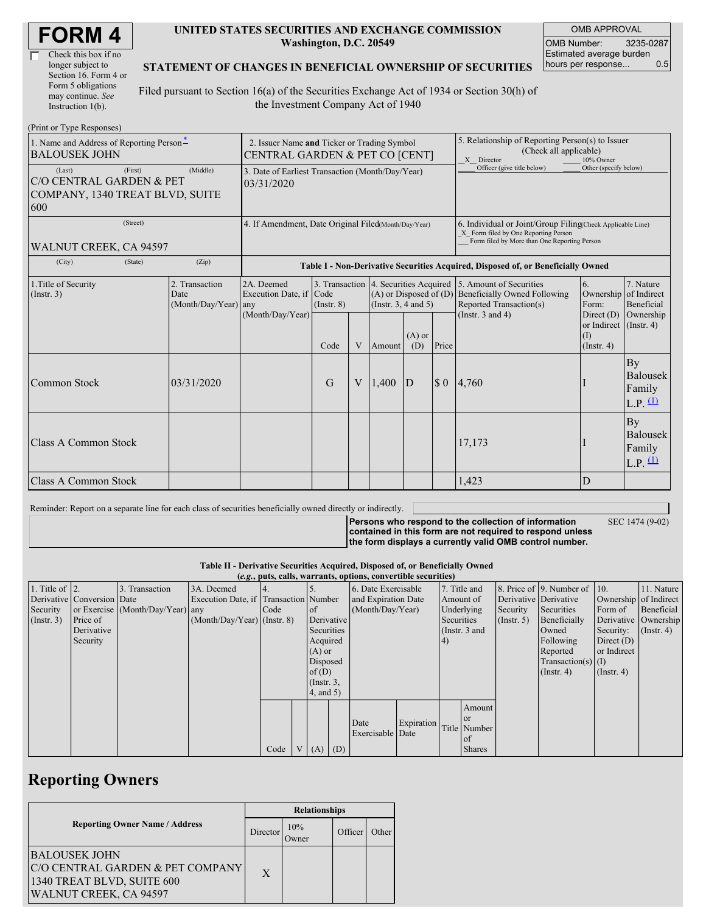# FORM 4

☐ Check this box if no longer subject to Section 16. Form 4 or Form 5 obligations may continue. *See* Instruction 1(b).

**UNITED STATES SECURITIES AND EXCHANGE COMMISSION**
**Washington, D.C. 20549**

**STATEMENT OF CHANGES IN BENEFICIAL OWNERSHIP OF SECURITIES**

Filed pursuant to Section 16(a) of the Securities Exchange Act of 1934 or Section 30(h) of the Investment Company Act of 1940

| OMB APPROVAL | |
|---|---|
| OMB Number: | 3235-0287 |
| Estimated average burden hours per response... | 0.5 |

(Print or Type Responses)

| 1. Name and Address of Reporting Person* | 2. Issuer Name and Ticker or Trading Symbol | 5. Relationship of Reporting Person(s) to Issuer (Check all applicable) |
|---|---|---|
| BALOUSEK JOHN | CENTRAL GARDEN & PET CO [CENT] | _X_ Director ___ 10% Owner ___ Officer (give title below) ___ Other (specify below) |
| (Last) (First) (Middle) C/O CENTRAL GARDEN & PET COMPANY, 1340 TREAT BLVD, SUITE 600 | 3. Date of Earliest Transaction (Month/Day/Year) 03/31/2020 | |
| (Street) WALNUT CREEK, CA 94597 | 4. If Amendment, Date Original Filed (Month/Day/Year) | 6. Individual or Joint/Group Filing (Check Applicable Line) _X_ Form filed by One Reporting Person ___ Form filed by More than One Reporting Person |
| (City) (State) (Zip) | | |

**Table I - Non-Derivative Securities Acquired, Disposed of, or Beneficially Owned**

| 1.Title of Security (Instr. 3) | 2. Transaction Date (Month/Day/Year) | 2A. Deemed Execution Date, if any (Month/Day/Year) | 3. Transaction Code (Instr. 8) | | 4. Securities Acquired (A) or Disposed of (D) (Instr. 3, 4 and 5) | | | 5. Amount of Securities Beneficially Owned Following Reported Transaction(s) (Instr. 3 and 4) | 6. Ownership Form: Direct (D) or Indirect (I) (Instr. 4) | 7. Nature of Indirect Beneficial Ownership (Instr. 4) |
|---|---|---|---|---|---|---|---|---|---|---|
| | | | Code | V | Amount | (A) or (D) | Price | | | |
| Common Stock | 03/31/2020 | | G | V | 1,400 | D | $ 0 | 4,760 | I | By Balousek Family L.P. [(1)] |
| Class A Common Stock | | | | | | | | 17,173 | I | By Balousek Family L.P. [(1)] |
| Class A Common Stock | | | | | | | | 1,423 | D | |

Reminder: Report on a separate line for each class of securities beneficially owned directly or indirectly.

**Persons who respond to the collection of information contained in this form are not required to respond unless the form displays a currently valid OMB control number.** SEC 1474 (9-02)

**Table II - Derivative Securities Acquired, Disposed of, or Beneficially Owned**
**(*e.g.*, puts, calls, warrants, options, convertible securities)**

| 1. Title of Derivative Security (Instr. 3) | 2. Conversion or Exercise Price of Derivative Security | 3. Transaction Date (Month/Day/Year) | 3A. Deemed Execution Date, if any (Month/Day/Year) | 4. Transaction Code (Instr. 8) | | 5. Number of Derivative Securities Acquired (A) or Disposed of (D) (Instr. 3, 4, and 5) | | 6. Date Exercisable and Expiration Date (Month/Day/Year) | | 7. Title and Amount of Underlying Securities (Instr. 3 and 4) | | 8. Price of Derivative Security (Instr. 5) | 9. Number of Derivative Securities Beneficially Owned Following Reported Transaction(s) (Instr. 4) | 10. Ownership Form of Derivative Security: Direct (D) or Indirect (I) (Instr. 4) | 11. Nature of Indirect Beneficial Ownership (Instr. 4) |
|---|---|---|---|---|---|---|---|---|---|---|---|---|---|---|---|
| | | | | Code | V | (A) | (D) | Date Exercisable | Expiration Date | Title | Amount or Number of Shares | | | | |

## Reporting Owners

| Reporting Owner Name / Address | Relationships | | | |
|---|---|---|---|---|
| | Director | 10% Owner | Officer | Other |
| BALOUSEK JOHN C/O CENTRAL GARDEN & PET COMPANY 1340 TREAT BLVD, SUITE 600 WALNUT CREEK, CA 94597 | X | | | |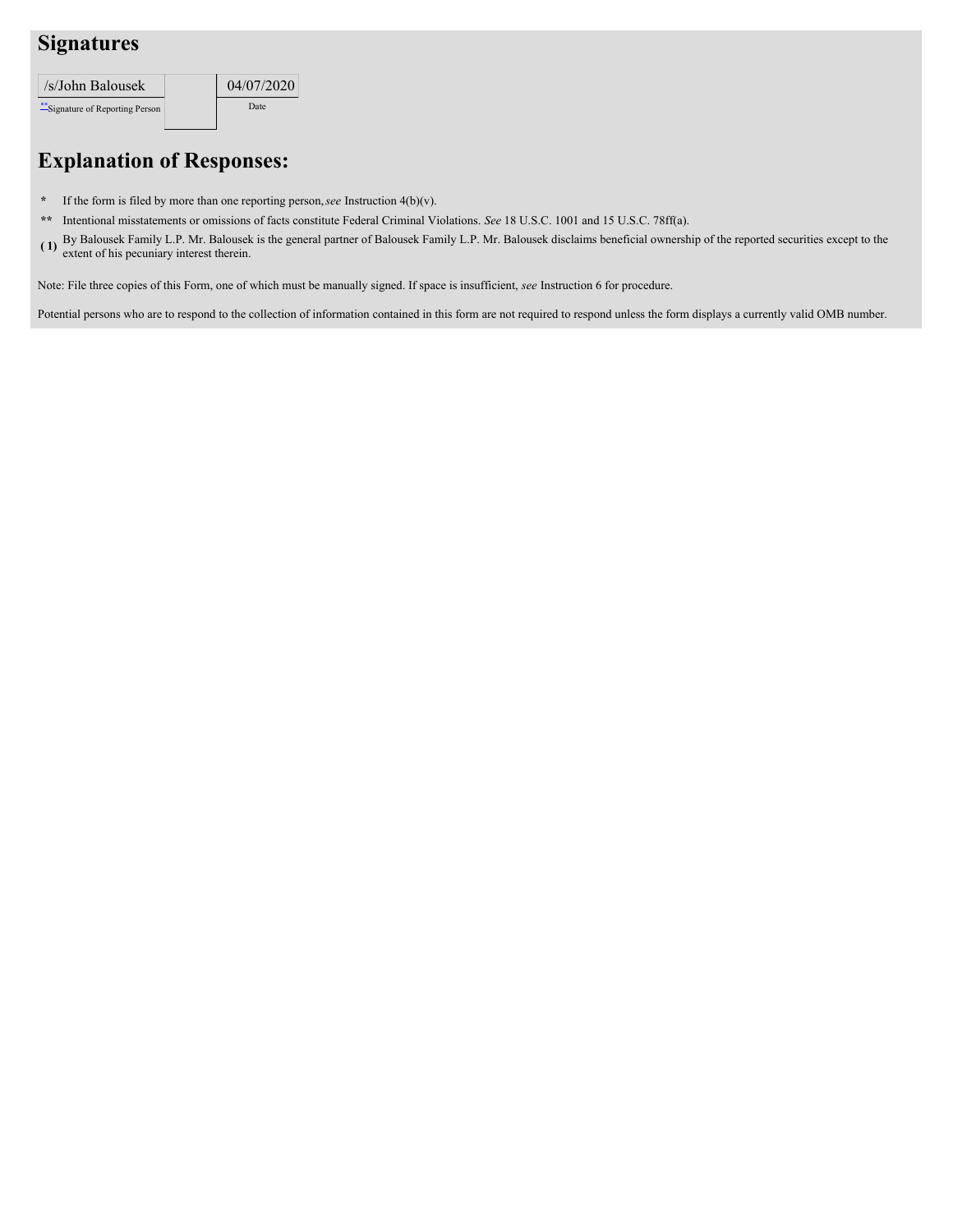## Signatures

| /s/John Balousek | | 04/07/2020 |
| --- | --- | --- |
| ** Signature of Reporting Person | | Date |

## Explanation of Responses:

\* If the form is filed by more than one reporting person, *see* Instruction 4(b)(v).

** Intentional misstatements or omissions of facts constitute Federal Criminal Violations. *See* 18 U.S.C. 1001 and 15 U.S.C. 78ff(a).

**( 1)** By Balousek Family L.P. Mr. Balousek is the general partner of Balousek Family L.P. Mr. Balousek disclaims beneficial ownership of the reported securities except to the extent of his pecuniary interest therein.

Note: File three copies of this Form, one of which must be manually signed. If space is insufficient, *see* Instruction 6 for procedure.

Potential persons who are to respond to the collection of information contained in this form are not required to respond unless the form displays a currently valid OMB number.